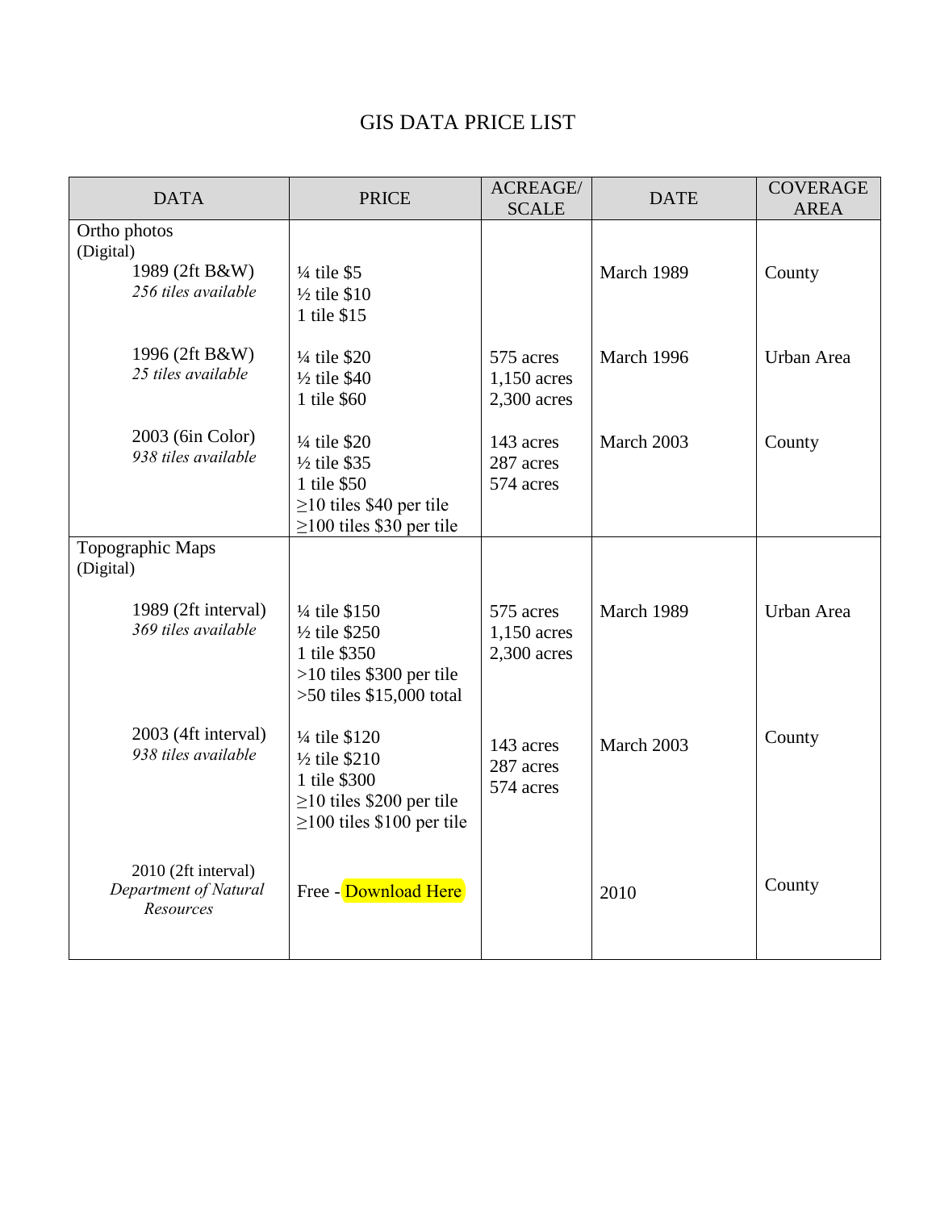# GIS DATA PRICE LIST

| DATA | PRICE | ACREAGE/ SCALE | DATE | COVERAGE AREA |
|---|---|---|---|---|
| Ortho photos (Digital) | | | | |
| 1989 (2ft B&W) *256 tiles available* | ¼ tile $5<br>½ tile $10<br>1 tile $15 | | March 1989 | County |
| 1996 (2ft B&W) *25 tiles available* | ¼ tile $20<br>½ tile $40<br>1 tile $60 | 575 acres<br>1,150 acres<br>2,300 acres | March 1996 | Urban Area |
| 2003 (6in Color) *938 tiles available* | ¼ tile $20<br>½ tile $35<br>1 tile $50<br>≥10 tiles $40 per tile<br>≥100 tiles $30 per tile | 143 acres<br>287 acres<br>574 acres | March 2003 | County |
| Topographic Maps (Digital) | | | | |
| 1989 (2ft interval) *369 tiles available* | ¼ tile $150<br>½ tile $250<br>1 tile $350<br>>10 tiles $300 per tile<br>>50 tiles $15,000 total | 575 acres<br>1,150 acres<br>2,300 acres | March 1989 | Urban Area |
| 2003 (4ft interval) *938 tiles available* | ¼ tile $120<br>½ tile $210<br>1 tile $300<br>≥10 tiles $200 per tile<br>≥100 tiles $100 per tile | 143 acres<br>287 acres<br>574 acres | March 2003 | County |
| 2010 (2ft interval) *Department of Natural Resources* | Free - Download Here | | 2010 | County |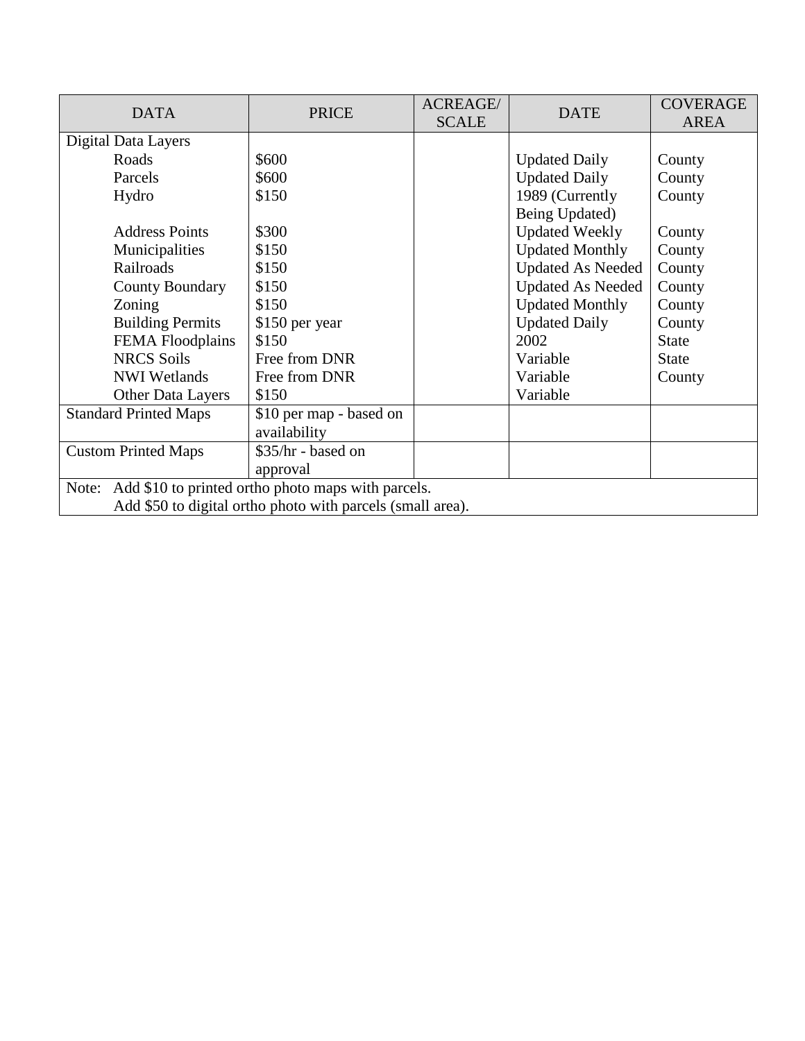| DATA | PRICE | ACREAGE/ SCALE | DATE | COVERAGE AREA |
|---|---|---|---|---|
| Digital Data Layers | | | | |
| Roads | $600 | | Updated Daily | County |
| Parcels | $600 | | Updated Daily | County |
| Hydro | $150 | | 1989 (Currently Being Updated) | County |
| Address Points | $300 | | Updated Weekly | County |
| Municipalities | $150 | | Updated Monthly | County |
| Railroads | $150 | | Updated As Needed | County |
| County Boundary | $150 | | Updated As Needed | County |
| Zoning | $150 | | Updated Monthly | County |
| Building Permits | $150 per year | | Updated Daily | County |
| FEMA Floodplains | $150 | | 2002 | State |
| NRCS Soils | Free from DNR | | Variable | State |
| NWI Wetlands | Free from DNR | | Variable | County |
| Other Data Layers | $150 | | Variable | |
| Standard Printed Maps | $10 per map - based on availability | | | |
| Custom Printed Maps | $35/hr - based on approval | | | |
| Note: Add $10 to printed ortho photo maps with parcels. Add $50 to digital ortho photo with parcels (small area). | | | | |